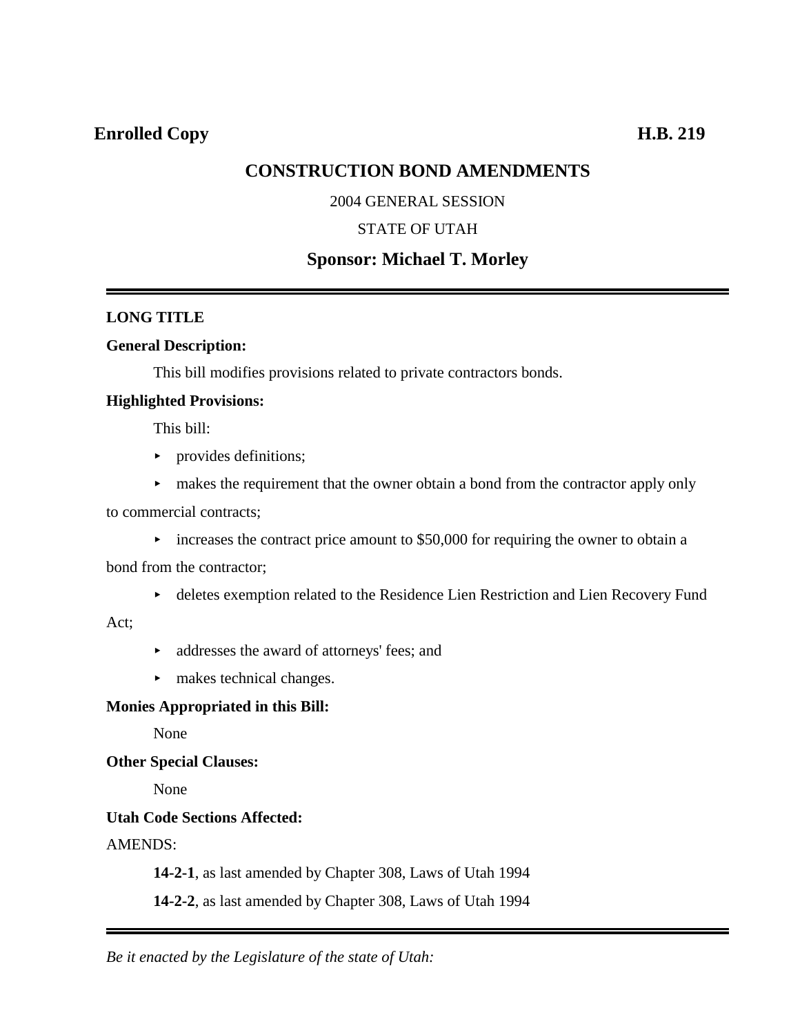**Enrolled Copy** **H.B. 219**

# CONSTRUCTION BOND AMENDMENTS

2004 GENERAL SESSION

STATE OF UTAH

## Sponsor: Michael T. Morley

---

**LONG TITLE**

**General Description:**

This bill modifies provisions related to private contractors bonds.

**Highlighted Provisions:**

This bill:

- provides definitions;
- makes the requirement that the owner obtain a bond from the contractor apply only to commercial contracts;
- increases the contract price amount to $50,000 for requiring the owner to obtain a bond from the contractor;
- deletes exemption related to the Residence Lien Restriction and Lien Recovery Fund Act;
- addresses the award of attorneys' fees; and
- makes technical changes.

**Monies Appropriated in this Bill:**

None

**Other Special Clauses:**

None

**Utah Code Sections Affected:**

AMENDS:

**14-2-1**, as last amended by Chapter 308, Laws of Utah 1994

**14-2-2**, as last amended by Chapter 308, Laws of Utah 1994

---

*Be it enacted by the Legislature of the state of Utah:*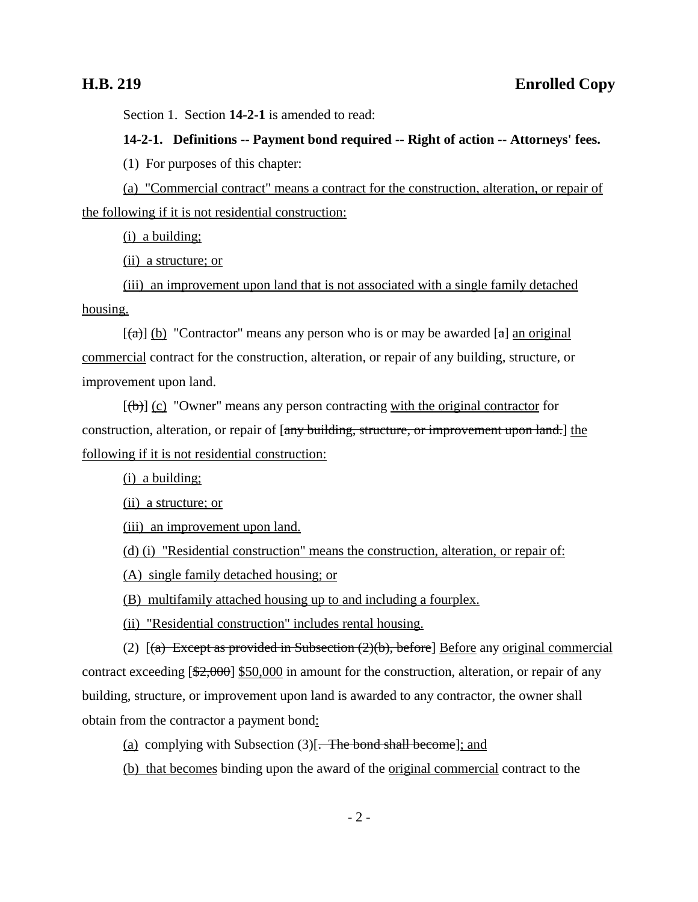Section 1. Section **14-2-1** is amended to read:

**14-2-1. Definitions -- Payment bond required -- Right of action -- Attorneys' fees.**

(1) For purposes of this chapter:

(a) "Commercial contract" means a contract for the construction, alteration, or repair of the following if it is not residential construction:

(i) a building;

(ii) a structure; or

(iii) an improvement upon land that is not associated with a single family detached housing.

[(a)] (b) "Contractor" means any person who is or may be awarded [a] an original commercial contract for the construction, alteration, or repair of any building, structure, or improvement upon land.

[(b)] (c) "Owner" means any person contracting with the original contractor for construction, alteration, or repair of [any building, structure, or improvement upon land.] the following if it is not residential construction:

(i) a building;

(ii) a structure; or

(iii) an improvement upon land.

(d) (i) "Residential construction" means the construction, alteration, or repair of:

(A) single family detached housing; or

(B) multifamily attached housing up to and including a fourplex.

(ii) "Residential construction" includes rental housing.

(2) [(a) Except as provided in Subsection (2)(b), before] Before any original commercial contract exceeding [$2,000] $50,000 in amount for the construction, alteration, or repair of any building, structure, or improvement upon land is awarded to any contractor, the owner shall obtain from the contractor a payment bond:

(a) complying with Subsection (3)[. The bond shall become]; and

(b) that becomes binding upon the award of the original commercial contract to the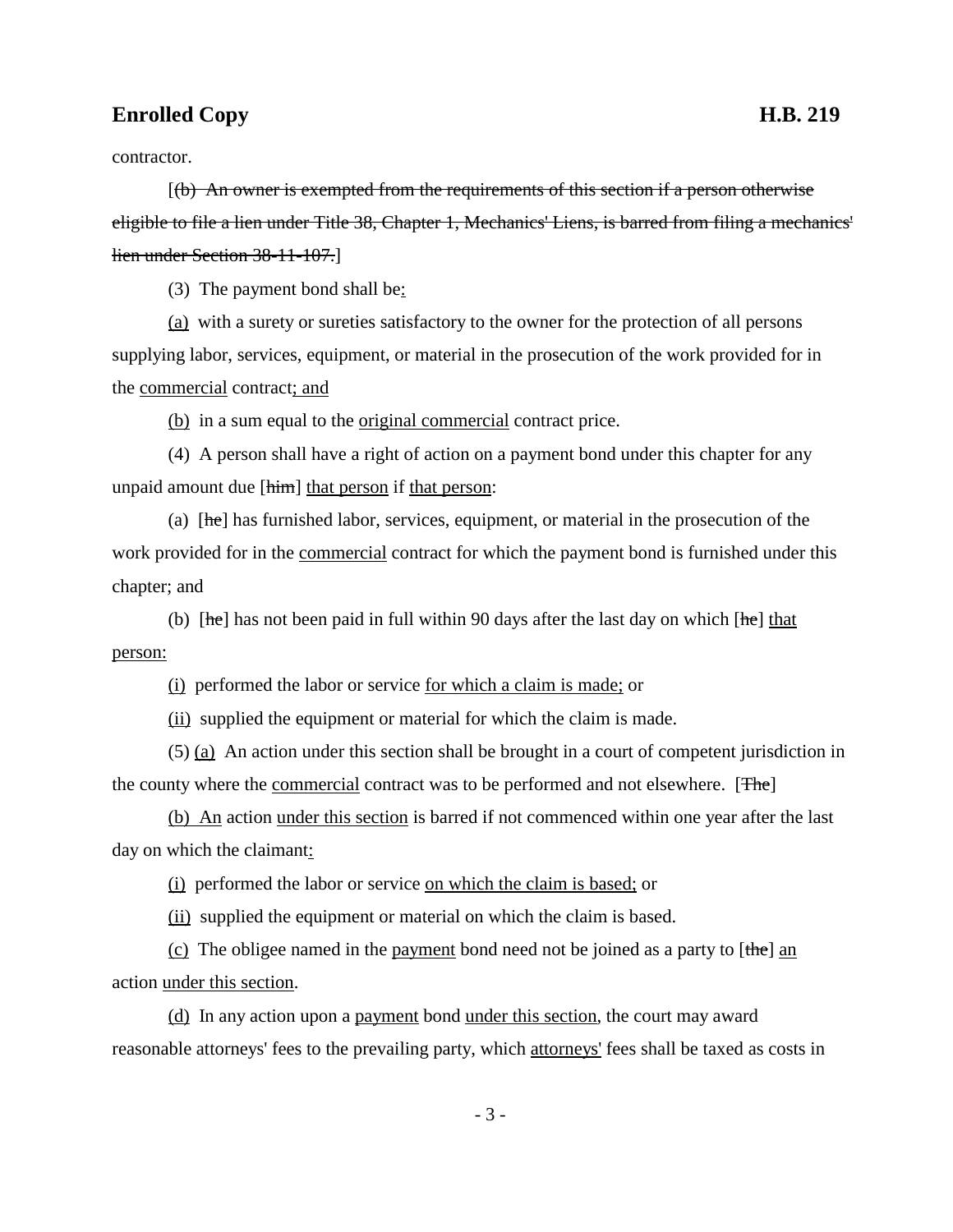contractor.

[(b) An owner is exempted from the requirements of this section if a person otherwise eligible to file a lien under Title 38, Chapter 1, Mechanics' Liens, is barred from filing a mechanics' lien under Section 38-11-107.]

(3) The payment bond shall be:

(a) with a surety or sureties satisfactory to the owner for the protection of all persons supplying labor, services, equipment, or material in the prosecution of the work provided for in the commercial contract; and

(b) in a sum equal to the original commercial contract price.

(4) A person shall have a right of action on a payment bond under this chapter for any unpaid amount due [him] that person if that person:

(a) [he] has furnished labor, services, equipment, or material in the prosecution of the work provided for in the commercial contract for which the payment bond is furnished under this chapter; and

(b) [he] has not been paid in full within 90 days after the last day on which [he] that person:

(i) performed the labor or service for which a claim is made; or

(ii) supplied the equipment or material for which the claim is made.

(5) (a) An action under this section shall be brought in a court of competent jurisdiction in the county where the commercial contract was to be performed and not elsewhere. [The]

(b) An action under this section is barred if not commenced within one year after the last day on which the claimant:

(i) performed the labor or service on which the claim is based; or

(ii) supplied the equipment or material on which the claim is based.

(c) The obligee named in the payment bond need not be joined as a party to [the] an action under this section.

(d) In any action upon a payment bond under this section, the court may award reasonable attorneys' fees to the prevailing party, which attorneys' fees shall be taxed as costs in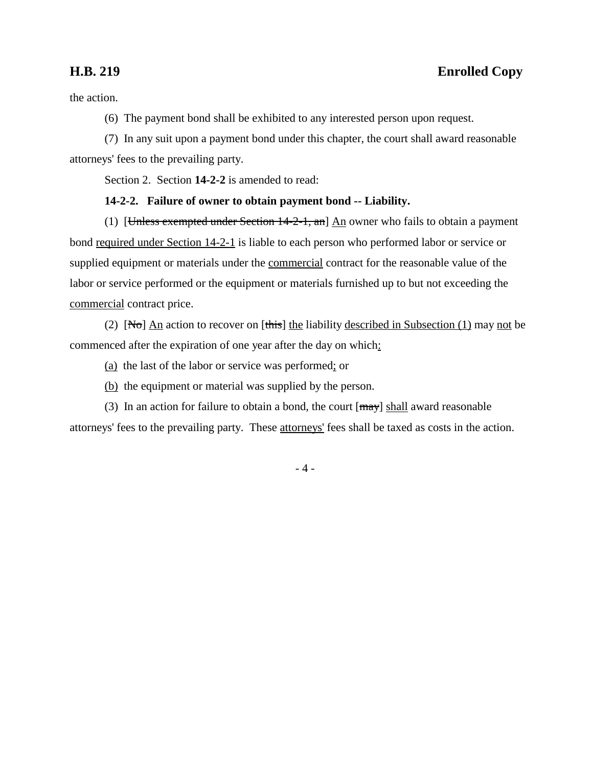the action.

(6) The payment bond shall be exhibited to any interested person upon request.

(7) In any suit upon a payment bond under this chapter, the court shall award reasonable attorneys' fees to the prevailing party.

Section 2. Section **14-2-2** is amended to read:

**14-2-2. Failure of owner to obtain payment bond -- Liability.**

(1) [~~Unless exempted under Section 14-2-1, an~~] <u>An</u> owner who fails to obtain a payment bond <u>required under Section 14-2-1</u> is liable to each person who performed labor or service or supplied equipment or materials under the <u>commercial</u> contract for the reasonable value of the labor or service performed or the equipment or materials furnished up to but not exceeding the <u>commercial</u> contract price.

(2) [~~No~~] <u>An</u> action to recover on [~~this~~] <u>the</u> liability <u>described in Subsection (1)</u> may <u>not</u> be commenced after the expiration of one year after the day on which<u>:</u>

<u>(a)</u> the last of the labor or service was performed<u>;</u> or

<u>(b)</u> the equipment or material was supplied by the person.

(3) In an action for failure to obtain a bond, the court [~~may~~] <u>shall</u> award reasonable attorneys' fees to the prevailing party. These <u>attorneys'</u> fees shall be taxed as costs in the action.